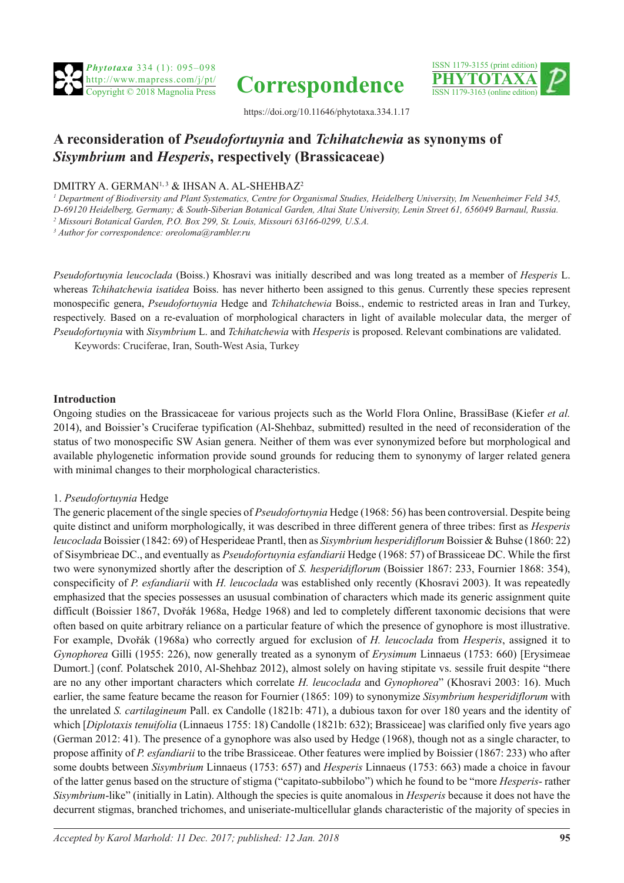https://doi.org/10.11646/phytotaxa.334.1.17

# A reconsideration of *Pseudofortuynia* and *Tchihatchewia* as synonyms of *Sisymbrium* and *Hesperis*, respectively (Brassicaceae)

DMITRY A. GERMAN[1, 3] & IHSAN A. AL-SHEHBAZ[2]

[1] *Department of Biodiversity and Plant Systematics, Centre for Organismal Studies, Heidelberg University, Im Neuenheimer Feld 345, D-69120 Heidelberg, Germany; & South-Siberian Botanical Garden, Altai State University, Lenin Street 61, 656049 Barnaul, Russia.*

[2] *Missouri Botanical Garden, P.O. Box 299, St. Louis, Missouri 63166-0299, U.S.A.*

[3] *Author for correspondence: oreoloma@rambler.ru*

*Pseudofortuynia leucoclada* (Boiss.) Khosravi was initially described and was long treated as a member of *Hesperis* L. whereas *Tchihatchewia isatidea* Boiss. has never hitherto been assigned to this genus. Currently these species represent monospecific genera, *Pseudofortuynia* Hedge and *Tchihatchewia* Boiss., endemic to restricted areas in Iran and Turkey, respectively. Based on a re-evaluation of morphological characters in light of available molecular data, the merger of *Pseudofortuynia* with *Sisymbrium* L. and *Tchihatchewia* with *Hesperis* is proposed. Relevant combinations are validated.

Keywords: Cruciferae, Iran, South-West Asia, Turkey

## Introduction

Ongoing studies on the Brassicaceae for various projects such as the World Flora Online, BrassiBase (Kiefer *et al.* 2014), and Boissier's Cruciferae typification (Al-Shehbaz, submitted) resulted in the need of reconsideration of the status of two monospecific SW Asian genera. Neither of them was ever synonymized before but morphological and available phylogenetic information provide sound grounds for reducing them to synonymy of larger related genera with minimal changes to their morphological characteristics.

### 1. *Pseudofortuynia* Hedge

The generic placement of the single species of *Pseudofortuynia* Hedge (1968: 56) has been controversial. Despite being quite distinct and uniform morphologically, it was described in three different genera of three tribes: first as *Hesperis leucoclada* Boissier (1842: 69) of Hesperideae Prantl, then as *Sisymbrium hesperidiflorum* Boissier & Buhse (1860: 22) of Sisymbrieae DC., and eventually as *Pseudofortuynia esfandiarii* Hedge (1968: 57) of Brassiceae DC. While the first two were synonymized shortly after the description of *S. hesperidiflorum* (Boissier 1867: 233, Fournier 1868: 354), conspecificity of *P. esfandiarii* with *H. leucoclada* was established only recently (Khosravi 2003). It was repeatedly emphasized that the species possesses an ususual combination of characters which made its generic assignment quite difficult (Boissier 1867, Dvořák 1968a, Hedge 1968) and led to completely different taxonomic decisions that were often based on quite arbitrary reliance on a particular feature of which the presence of gynophore is most illustrative. For example, Dvořák (1968a) who correctly argued for exclusion of *H. leucoclada* from *Hesperis*, assigned it to *Gynophorea* Gilli (1955: 226), now generally treated as a synonym of *Erysimum* Linnaeus (1753: 660) [Erysimeae Dumort.] (conf. Polatschek 2010, Al-Shehbaz 2012), almost solely on having stipitate vs. sessile fruit despite "there are no any other important characters which correlate *H. leucoclada* and *Gynophorea*" (Khosravi 2003: 16). Much earlier, the same feature became the reason for Fournier (1865: 109) to synonymize *Sisymbrium hesperidiflorum* with the unrelated *S. cartilagineum* Pall. ex Candolle (1821b: 471), a dubious taxon for over 180 years and the identity of which [*Diplotaxis tenuifolia* (Linnaeus 1755: 18) Candolle (1821b: 632); Brassiceae] was clarified only five years ago (German 2012: 41). The presence of a gynophore was also used by Hedge (1968), though not as a single character, to propose affinity of *P. esfandiarii* to the tribe Brassiceae. Other features were implied by Boissier (1867: 233) who after some doubts between *Sisymbrium* Linnaeus (1753: 657) and *Hesperis* Linnaeus (1753: 663) made a choice in favour of the latter genus based on the structure of stigma ("capitato-subbilobo") which he found to be "more *Hesperis*- rather *Sisymbrium*-like" (initially in Latin). Although the species is quite anomalous in *Hesperis* because it does not have the decurrent stigmas, branched trichomes, and uniseriate-multicellular glands characteristic of the majority of species in

*Accepted by Karol Marhold: 11 Dec. 2017; published: 12 Jan. 2018*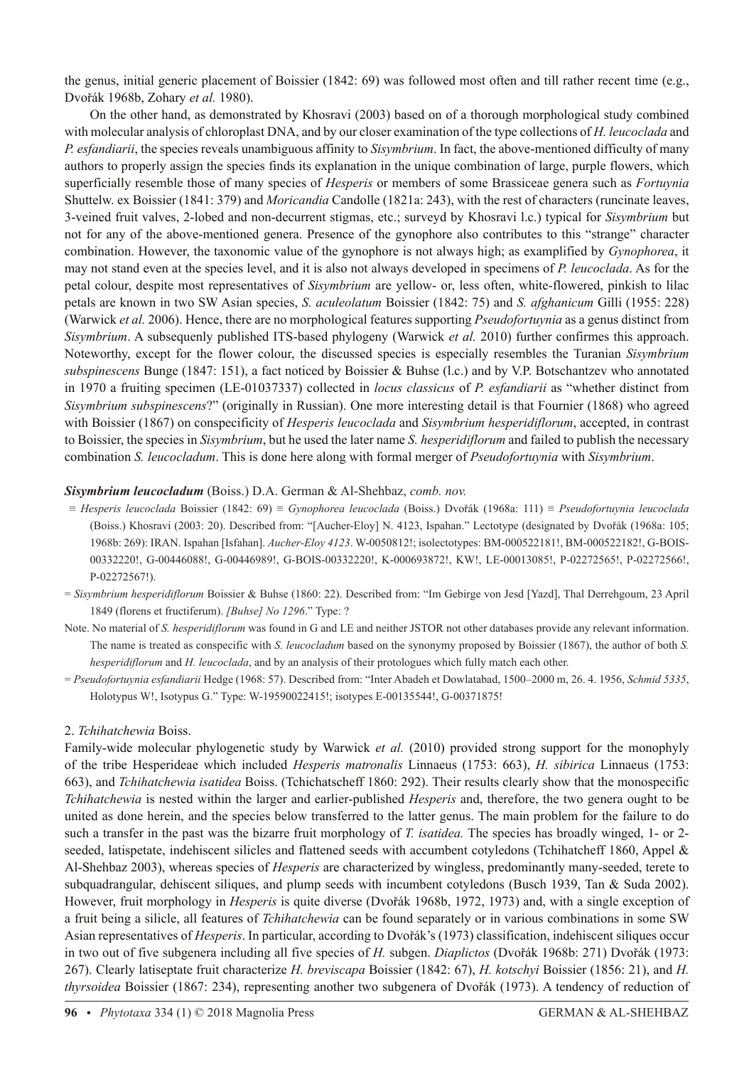the genus, initial generic placement of Boissier (1842: 69) was followed most often and till rather recent time (e.g., Dvořák 1968b, Zohary *et al.* 1980).

On the other hand, as demonstrated by Khosravi (2003) based on of a thorough morphological study combined with molecular analysis of chloroplast DNA, and by our closer examination of the type collections of *H. leucoclada* and *P. esfandiarii*, the species reveals unambiguous affinity to *Sisymbrium*. In fact, the above-mentioned difficulty of many authors to properly assign the species finds its explanation in the unique combination of large, purple flowers, which superficially resemble those of many species of *Hesperis* or members of some Brassiceae genera such as *Fortuynia* Shuttelw. ex Boissier (1841: 379) and *Moricandia* Candolle (1821a: 243), with the rest of characters (runcinate leaves, 3-veined fruit valves, 2-lobed and non-decurrent stigmas, etc.; surveyd by Khosravi l.c.) typical for *Sisymbrium* but not for any of the above-mentioned genera. Presence of the gynophore also contributes to this "strange" character combination. However, the taxonomic value of the gynophore is not always high; as examplified by *Gynophorea*, it may not stand even at the species level, and it is also not always developed in specimens of *P. leucoclada*. As for the petal colour, despite most representatives of *Sisymbrium* are yellow- or, less often, white-flowered, pinkish to lilac petals are known in two SW Asian species, *S. aculeolatum* Boissier (1842: 75) and *S. afghanicum* Gilli (1955: 228) (Warwick *et al.* 2006). Hence, there are no morphological features supporting *Pseudofortuynia* as a genus distinct from *Sisymbrium*. A subsequenly published ITS-based phylogeny (Warwick *et al.* 2010) further confirmes this approach. Noteworthy, except for the flower colour, the discussed species is especially resembles the Turanian *Sisymbrium subspinescens* Bunge (1847: 151), a fact noticed by Boissier & Buhse (l.c.) and by V.P. Botschantzev who annotated in 1970 a fruiting specimen (LE-01037337) collected in *locus classicus* of *P. esfandiarii* as "whether distinct from *Sisymbrium subspinescens*?" (originally in Russian). One more interesting detail is that Fournier (1868) who agreed with Boissier (1867) on conspecificity of *Hesperis leucoclada* and *Sisymbrium hesperidiflorum*, accepted, in contrast to Boissier, the species in *Sisymbrium*, but he used the later name *S. hesperidiflorum* and failed to publish the necessary combination *S. leucocladum*. This is done here along with formal merger of *Pseudofortuynia* with *Sisymbrium*.

***Sisymbrium leucocladum*** **(Boiss.) D.A. German & Al-Shehbaz,** ***comb. nov.***

≡ *Hesperis leucoclada* Boissier (1842: 69) ≡ *Gynophorea leucoclada* (Boiss.) Dvořák (1968a: 111) ≡ *Pseudofortuynia leucoclada* (Boiss.) Khosravi (2003: 20). Described from: "[Aucher-Eloy] N. 4123, Ispahan." Lectotype (designated by Dvořák (1968a: 105; 1968b: 269): IRAN. Ispahan [Isfahan]. *Aucher-Eloy 4123*. W-0050812!; isolectotypes: BM-000522181!, BM-000522182!, G-BOIS-00332220!, G-00446088!, G-00446989!, G-BOIS-00332220!, K-000693872!, KW!, LE-00013085!, P-02272565!, P-02272566!, P-02272567!).

= *Sisymbrium hesperidiflorum* Boissier & Buhse (1860: 22). Described from: "Im Gebirge von Jesd [Yazd], Thal Derrehgoum, 23 April 1849 (florens et fructiferum). *[Buhse] No 1296*." Type: ?

Note. No material of *S. hesperidiflorum* was found in G and LE and neither JSTOR not other databases provide any relevant information. The name is treated as conspecific with *S. leucocladum* based on the synonymy proposed by Boissier (1867), the author of both *S. hesperidiflorum* and *H. leucoclada*, and by an analysis of their protologues which fully match each other.

= *Pseudofortuynia esfandiarii* Hedge (1968: 57). Described from: "Inter Abadeh et Dowlatabad, 1500–2000 m, 26. 4. 1956, *Schmid 5335*, Holotypus W!, Isotypus G." Type: W-19590022415!; isotypes E-00135544!, G-00371875!

2. *Tchihatchewia* Boiss.

Family-wide molecular phylogenetic study by Warwick *et al.* (2010) provided strong support for the monophyly of the tribe Hesperideae which included *Hesperis matronalis* Linnaeus (1753: 663), *H. sibirica* Linnaeus (1753: 663), and *Tchihatchewia isatidea* Boiss. (Tchichatscheff 1860: 292). Their results clearly show that the monospecific *Tchihatchewia* is nested within the larger and earlier-published *Hesperis* and, therefore, the two genera ought to be united as done herein, and the species below transferred to the latter genus. The main problem for the failure to do such a transfer in the past was the bizarre fruit morphology of *T. isatidea.* The species has broadly winged, 1- or 2-seeded, latispetate, indehiscent silicles and flattened seeds with accumbent cotyledons (Tchihatcheff 1860, Appel & Al-Shehbaz 2003), whereas species of *Hesperis* are characterized by wingless, predominantly many-seeded, terete to subquadrangular, dehiscent siliques, and plump seeds with incumbent cotyledons (Busch 1939, Tan & Suda 2002). However, fruit morphology in *Hesperis* is quite diverse (Dvořák 1968b, 1972, 1973) and, with a single exception of a fruit being a silicle, all features of *Tchihatchewia* can be found separately or in various combinations in some SW Asian representatives of *Hesperis*. In particular, according to Dvořák's (1973) classification, indehiscent siliques occur in two out of five subgenera including all five species of *H.* subgen. *Diaplictos* (Dvořák 1968b: 271) Dvořák (1973: 267). Clearly latiseptate fruit characterize *H. breviscapa* Boissier (1842: 67), *H. kotschyi* Boissier (1856: 21), and *H. thyrsoidea* Boissier (1867: 234), representing another two subgenera of Dvořák (1973). A tendency of reduction of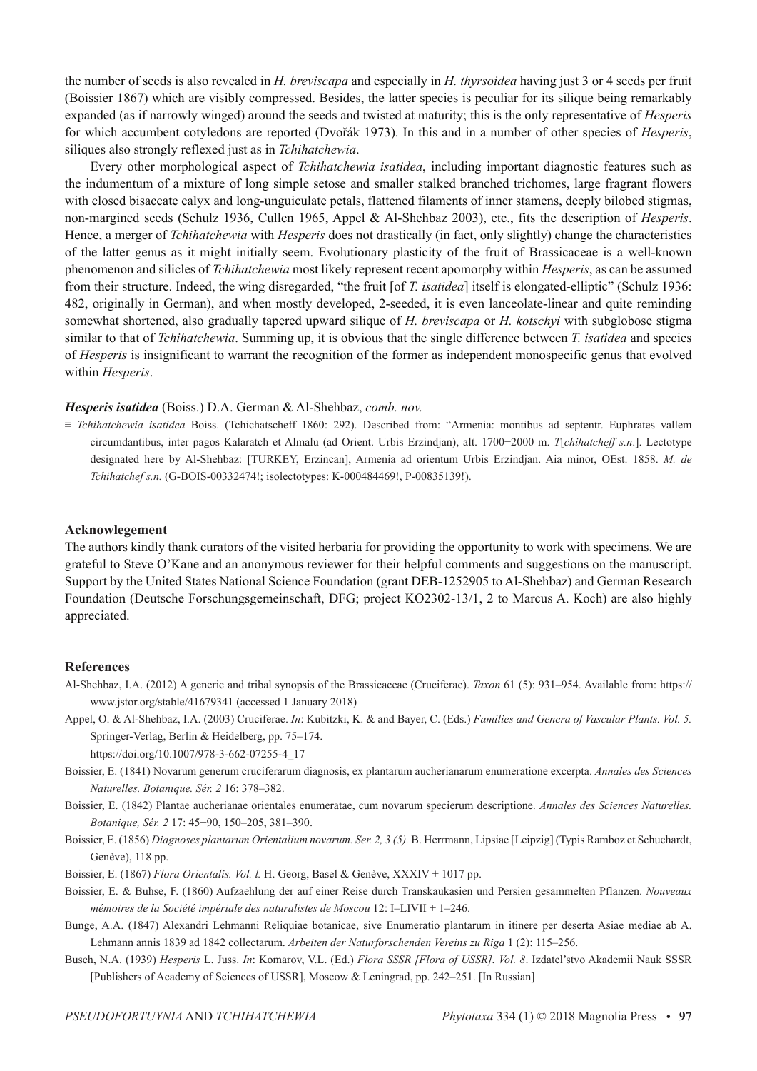the number of seeds is also revealed in *H. breviscapa* and especially in *H. thyrsoidea* having just 3 or 4 seeds per fruit (Boissier 1867) which are visibly compressed. Besides, the latter species is peculiar for its silique being remarkably expanded (as if narrowly winged) around the seeds and twisted at maturity; this is the only representative of *Hesperis* for which accumbent cotyledons are reported (Dvořák 1973). In this and in a number of other species of *Hesperis*, siliques also strongly reflexed just as in *Tchihatchewia*.

Every other morphological aspect of *Tchihatchewia isatidea*, including important diagnostic features such as the indumentum of a mixture of long simple setose and smaller stalked branched trichomes, large fragrant flowers with closed bisaccate calyx and long-unguiculate petals, flattened filaments of inner stamens, deeply bilobed stigmas, non-margined seeds (Schulz 1936, Cullen 1965, Appel & Al-Shehbaz 2003), etc., fits the description of *Hesperis*. Hence, a merger of *Tchihatchewia* with *Hesperis* does not drastically (in fact, only slightly) change the characteristics of the latter genus as it might initially seem. Evolutionary plasticity of the fruit of Brassicaceae is a well-known phenomenon and silicles of *Tchihatchewia* most likely represent recent apomorphy within *Hesperis*, as can be assumed from their structure. Indeed, the wing disregarded, "the fruit [of *T. isatidea*] itself is elongated-elliptic" (Schulz 1936: 482, originally in German), and when mostly developed, 2-seeded, it is even lanceolate-linear and quite reminding somewhat shortened, also gradually tapered upward silique of *H. breviscapa* or *H. kotschyi* with subglobose stigma similar to that of *Tchihatchewia*. Summing up, it is obvious that the single difference between *T. isatidea* and species of *Hesperis* is insignificant to warrant the recognition of the former as independent monospecific genus that evolved within *Hesperis*.

***Hesperis isatidea*** (Boiss.) D.A. German & Al-Shehbaz, *comb. nov.*

≡ *Tchihatchewia isatidea* Boiss. (Tchichatscheff 1860: 292). Described from: "Armenia: montibus ad septentr. Euphrates vallem circumdantibus, inter pagos Kalaratch et Almalu (ad Orient. Urbis Erzindjan), alt. 1700−2000 m. *T*[*chihatcheff s.n*.]. Lectotype designated here by Al-Shehbaz: [TURKEY, Erzincan], Armenia ad orientum Urbis Erzindjan. Aia minor, OEst. 1858. *M. de Tchihatchef s.n.* (G-BOIS-00332474!; isolectotypes: K-000484469!, P-00835139!).

## Acknowlegement

The authors kindly thank curators of the visited herbaria for providing the opportunity to work with specimens. We are grateful to Steve O'Kane and an anonymous reviewer for their helpful comments and suggestions on the manuscript. Support by the United States National Science Foundation (grant DEB-1252905 to Al-Shehbaz) and German Research Foundation (Deutsche Forschungsgemeinschaft, DFG; project KO2302-13/1, 2 to Marcus A. Koch) are also highly appreciated.

## References

Al-Shehbaz, I.A. (2012) A generic and tribal synopsis of the Brassicaceae (Cruciferae). *Taxon* 61 (5): 931–954. Available from: https://www.jstor.org/stable/41679341 (accessed 1 January 2018)

Appel, O. & Al-Shehbaz, I.A. (2003) Cruciferae. *In*: Kubitzki, K. & and Bayer, C. (Eds.) *Families and Genera of Vascular Plants. Vol. 5.* Springer-Verlag, Berlin & Heidelberg, pp. 75–174. https://doi.org/10.1007/978-3-662-07255-4_17

Boissier, E. (1841) Novarum generum cruciferarum diagnosis, ex plantarum aucherianarum enumeratione excerpta. *Annales des Sciences Naturelles. Botanique. Sér. 2* 16: 378–382.

Boissier, E. (1842) Plantae aucherianae orientales enumeratae, cum novarum specierum descriptione. *Annales des Sciences Naturelles. Botanique, Sér. 2* 17: 45−90, 150–205, 381–390.

Boissier, E. (1856) *Diagnoses plantarum Orientalium novarum. Ser. 2, 3 (5).* B. Herrmann, Lipsiae [Leipzig] (Typis Ramboz et Schuchardt, Genève), 118 pp.

Boissier, E. (1867) *Flora Orientalis. Vol. l.* H. Georg, Basel & Genève, XXXIV + 1017 pp.

Boissier, E. & Buhse, F. (1860) Aufzaehlung der auf einer Reise durch Transkaukasien und Persien gesammelten Pflanzen. *Nouveaux mémoires de la Société impériale des naturalistes de Moscou* 12: I–LIVII + 1–246.

Bunge, A.A. (1847) Alexandri Lehmanni Reliquiae botanicae, sive Enumeratio plantarum in itinere per deserta Asiae mediae ab A. Lehmann annis 1839 ad 1842 collectarum. *Arbeiten der Naturforschenden Vereins zu Riga* 1 (2): 115–256.

Busch, N.A. (1939) *Hesperis* L. Juss. *In*: Komarov, V.L. (Ed.) *Flora SSSR [Flora of USSR]. Vol. 8*. Izdatel'stvo Akademii Nauk SSSR [Publishers of Academy of Sciences of USSR], Moscow & Leningrad, pp. 242–251. [In Russian]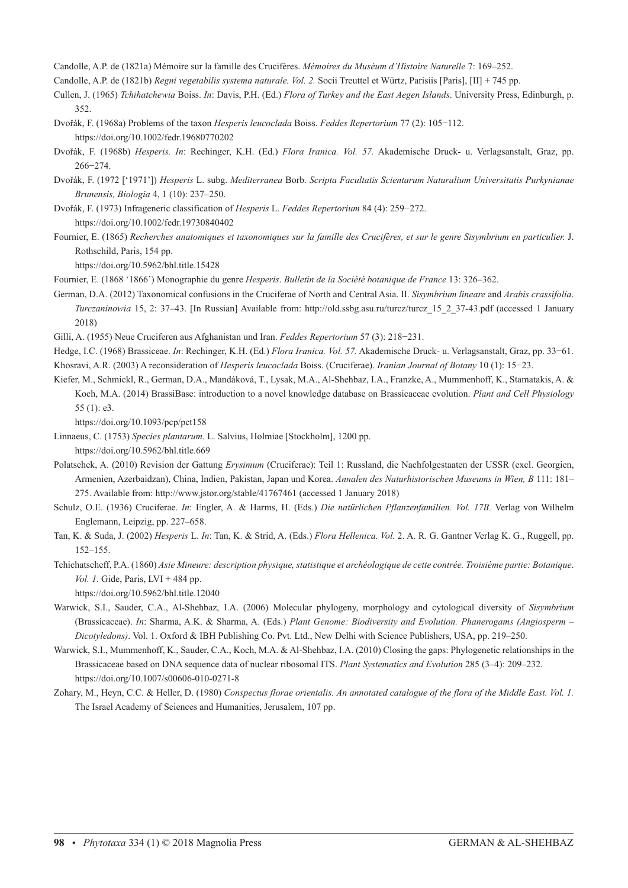Candolle, A.P. de (1821a) Mémoire sur la famille des Crucifères. *Mémoires du Muséum d'Histoire Naturelle* 7: 169–252.

Candolle, A.P. de (1821b) *Regni vegetabilis systema naturale. Vol. 2.* Socii Treuttel et Würtz, Parisiis [Paris], [II] + 745 pp.

Cullen, J. (1965) *Tchihatchewia* Boiss. *In*: Davis, P.H. (Ed.) *Flora of Turkey and the East Aegen Islands*. University Press, Edinburgh, p. 352.

Dvořák, F. (1968a) Problems of the taxon *Hesperis leucoclada* Boiss. *Feddes Repertorium* 77 (2): 105−112. https://doi.org/10.1002/fedr.19680770202

Dvořák, F. (1968b) *Hesperis. In*: Rechinger, K.H. (Ed.) *Flora Iranica. Vol. 57.* Akademische Druck- u. Verlagsanstalt, Graz, pp. 266−274.

Dvořák, F. (1972 ['1971']) *Hesperis* L. subg. *Mediterranea* Borb. *Scripta Facultatis Scientarum Naturalium Universitatis Purkynianae Brunensis, Biologia* 4, 1 (10): 237–250.

Dvořák, F. (1973) Infrageneric classification of *Hesperis* L. *Feddes Repertorium* 84 (4): 259−272. https://doi.org/10.1002/fedr.19730840402

Fournier, E. (1865) *Recherches anatomiques et taxonomiques sur la famille des Crucifères, et sur le genre Sisymbrium en particulier.* J. Rothschild, Paris, 154 pp. https://doi.org/10.5962/bhl.title.15428

Fournier, E. (1868 '1866') Monographie du genre *Hesperis*. *Bulletin de la Société botanique de France* 13: 326–362.

German, D.A. (2012) Taxonomical confusions in the Cruciferae of North and Central Asia. II. *Sisymbrium lineare* and *Arabis crassifolia*. *Turczaninowia* 15, 2: 37–43. [In Russian] Available from: http://old.ssbg.asu.ru/turcz/turcz_15_2_37-43.pdf (accessed 1 January 2018)

Gilli, A. (1955) Neue Cruciferen aus Afghanistan und Iran. *Feddes Repertorium* 57 (3): 218−231.

Hedge, I.C. (1968) Brassiceae. *In*: Rechinger, K.H. (Ed.) *Flora Iranica. Vol. 57*. Akademische Druck- u. Verlagsanstalt, Graz, pp. 33−61.

Khosravi, A.R. (2003) A reconsideration of *Hesperis leucoclada* Boiss. (Cruciferae). *Iranian Journal of Botany* 10 (1): 15−23.

Kiefer, M., Schmickl, R., German, D.A., Mandáková, T., Lysak, M.A., Al-Shehbaz, I.A., Franzke, A., Mummenhoff, K., Stamatakis, A. & Koch, M.A. (2014) BrassiBase: introduction to a novel knowledge database on Brassicaceae evolution. *Plant and Cell Physiology* 55 (1): e3. https://doi.org/10.1093/pcp/pct158

Linnaeus, C. (1753) *Species plantarum*. L. Salvius, Holmiae [Stockholm], 1200 pp. https://doi.org/10.5962/bhl.title.669

Polatschek, A. (2010) Revision der Gattung *Erysimum* (Cruciferae): Teil 1: Russland, die Nachfolgestaaten der USSR (excl. Georgien, Armenien, Azerbaidzan), China, Indien, Pakistan, Japan und Korea. *Annalen des Naturhistorischen Museums in Wien, B* 111: 181–275. Available from: http://www.jstor.org/stable/41767461 (accessed 1 January 2018)

Schulz, O.E. (1936) Cruciferae. *In*: Engler, A. & Harms, H. (Eds.) *Die natürlichen Pflanzenfamilien. Vol. 17B.* Verlag von Wilhelm Englemann, Leipzig, pp. 227–658.

Tan, K. & Suda, J. (2002) *Hesperis* L. *In*: Tan, K. & Strid, A. (Eds.) *Flora Hellenica. Vol.* 2. A. R. G. Gantner Verlag K. G., Ruggell, pp. 152–155.

Tchichatscheff, P.A. (1860) *Asie Mineure: description physique, statistique et archéologique de cette contrée. Troisième partie: Botanique*. *Vol. 1.* Gide, Paris, LVI + 484 pp. https://doi.org/10.5962/bhl.title.12040

Warwick, S.I., Sauder, C.A., Al-Shehbaz, I.A. (2006) Molecular phylogeny, morphology and cytological diversity of *Sisymbrium* (Brassicaceae). *In*: Sharma, A.K. & Sharma, A. (Eds.) *Plant Genome: Biodiversity and Evolution. Phanerogams (Angiosperm – Dicotyledons)*. Vol. 1. Oxford & IBH Publishing Co. Pvt. Ltd., New Delhi with Science Publishers, USA, pp. 219–250.

Warwick, S.I., Mummenhoff, K., Sauder, C.A., Koch, M.A. & Al-Shehbaz, I.A. (2010) Closing the gaps: Phylogenetic relationships in the Brassicaceae based on DNA sequence data of nuclear ribosomal ITS. *Plant Systematics and Evolution* 285 (3–4): 209–232. https://doi.org/10.1007/s00606-010-0271-8

Zohary, M., Heyn, C.C. & Heller, D. (1980) *Conspectus florae orientalis. An annotated catalogue of the flora of the Middle East. Vol. 1.* The Israel Academy of Sciences and Humanities, Jerusalem, 107 pp.